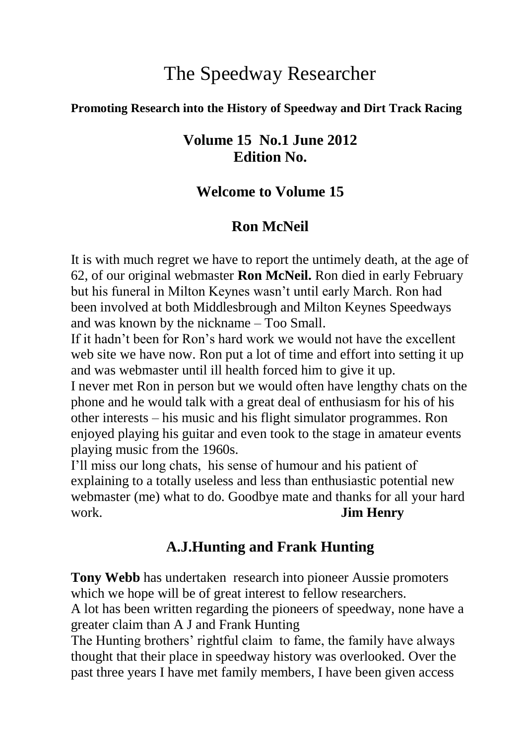# The Speedway Researcher

**Promoting Research into the History of Speedway and Dirt Track Racing**

## Volume 15 No.1 June 2012
## Edition No.

## Welcome to Volume 15

## Ron McNeil

It is with much regret we have to report the untimely death, at the age of 62, of our original webmaster **Ron McNeil.** Ron died in early February but his funeral in Milton Keynes wasn't until early March. Ron had been involved at both Middlesbrough and Milton Keynes Speedways and was known by the nickname – Too Small.

If it hadn't been for Ron's hard work we would not have the excellent web site we have now. Ron put a lot of time and effort into setting it up and was webmaster until ill health forced him to give it up.

I never met Ron in person but we would often have lengthy chats on the phone and he would talk with a great deal of enthusiasm for his of his other interests – his music and his flight simulator programmes. Ron enjoyed playing his guitar and even took to the stage in amateur events playing music from the 1960s.

I'll miss our long chats, his sense of humour and his patient of explaining to a totally useless and less than enthusiastic potential new webmaster (me) what to do. Goodbye mate and thanks for all your hard work. **Jim Henry**

## A.J.Hunting and Frank Hunting

**Tony Webb** has undertaken research into pioneer Aussie promoters which we hope will be of great interest to fellow researchers.

A lot has been written regarding the pioneers of speedway, none have a greater claim than A J and Frank Hunting

The Hunting brothers' rightful claim to fame, the family have always thought that their place in speedway history was overlooked. Over the past three years I have met family members, I have been given access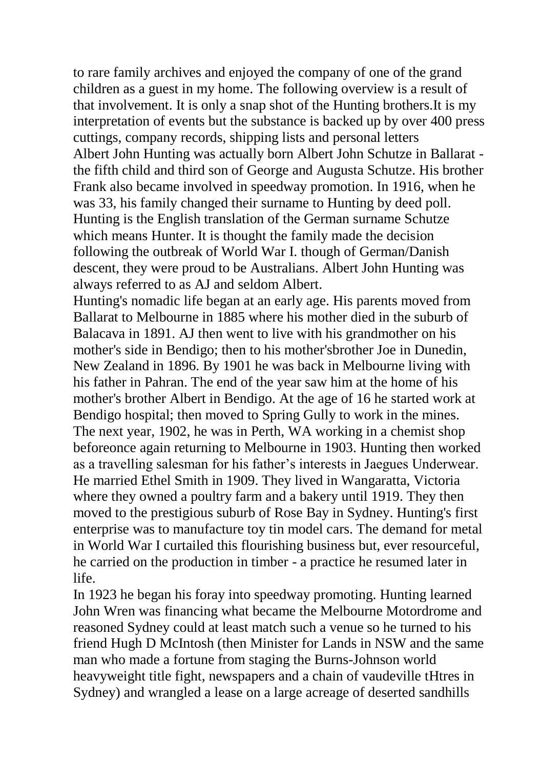to rare family archives and enjoyed the company of one of the grand children as a guest in my home. The following overview is a result of that involvement. It is only a snap shot of the Hunting brothers.It is my interpretation of events but the substance is backed up by over 400 press cuttings, company records, shipping lists and personal letters

Albert John Hunting was actually born Albert John Schutze in Ballarat - the fifth child and third son of George and Augusta Schutze. His brother Frank also became involved in speedway promotion. In 1916, when he was 33, his family changed their surname to Hunting by deed poll. Hunting is the English translation of the German surname Schutze which means Hunter. It is thought the family made the decision following the outbreak of World War I. though of German/Danish descent, they were proud to be Australians. Albert John Hunting was always referred to as AJ and seldom Albert.

Hunting's nomadic life began at an early age. His parents moved from Ballarat to Melbourne in 1885 where his mother died in the suburb of Balacava in 1891. AJ then went to live with his grandmother on his mother's side in Bendigo; then to his mother'sbrother Joe in Dunedin, New Zealand in 1896. By 1901 he was back in Melbourne living with his father in Pahran. The end of the year saw him at the home of his mother's brother Albert in Bendigo. At the age of 16 he started work at Bendigo hospital; then moved to Spring Gully to work in the mines. The next year, 1902, he was in Perth, WA working in a chemist shop beforeonce again returning to Melbourne in 1903. Hunting then worked as a travelling salesman for his father's interests in Jaegues Underwear. He married Ethel Smith in 1909. They lived in Wangaratta, Victoria where they owned a poultry farm and a bakery until 1919. They then moved to the prestigious suburb of Rose Bay in Sydney. Hunting's first enterprise was to manufacture toy tin model cars. The demand for metal in World War I curtailed this flourishing business but, ever resourceful, he carried on the production in timber - a practice he resumed later in life.

In 1923 he began his foray into speedway promoting. Hunting learned John Wren was financing what became the Melbourne Motordrome and reasoned Sydney could at least match such a venue so he turned to his friend Hugh D McIntosh (then Minister for Lands in NSW and the same man who made a fortune from staging the Burns-Johnson world heavyweight title fight, newspapers and a chain of vaudeville tHtres in Sydney) and wrangled a lease on a large acreage of deserted sandhills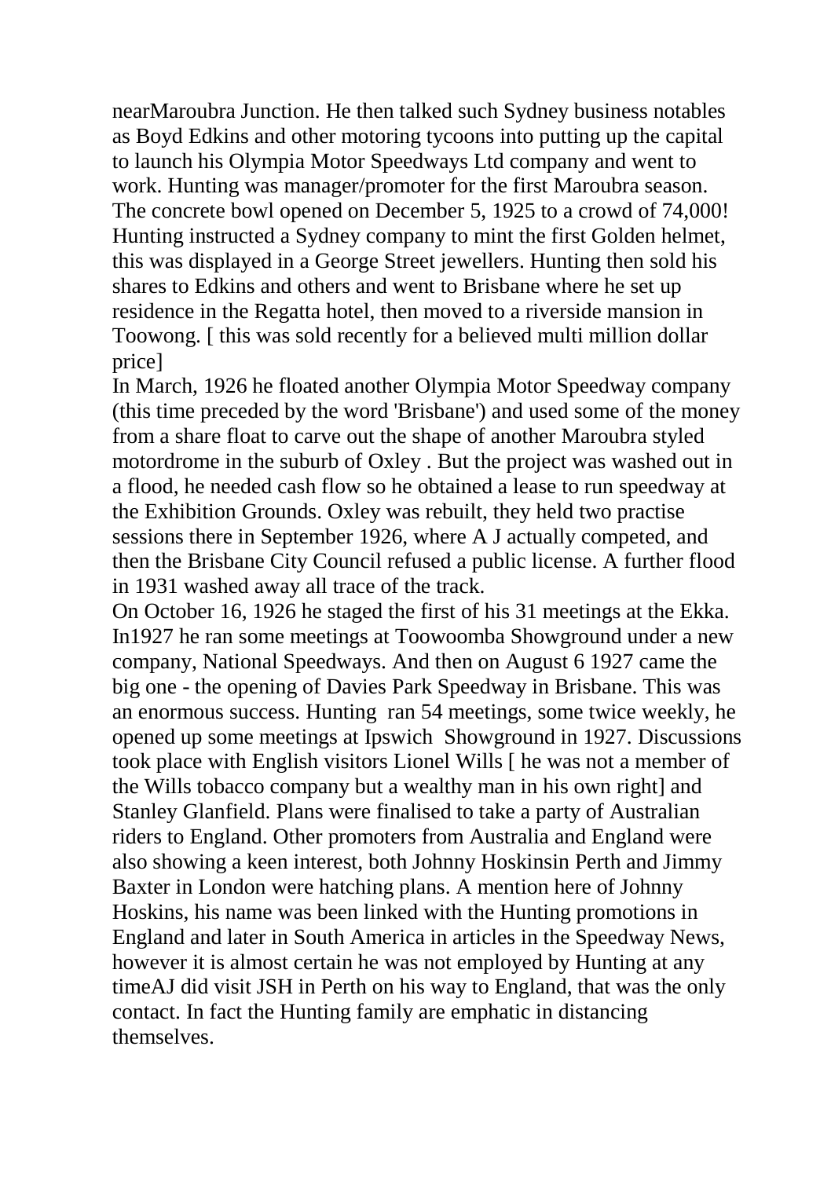nearMaroubra Junction. He then talked such Sydney business notables as Boyd Edkins and other motoring tycoons into putting up the capital to launch his Olympia Motor Speedways Ltd company and went to work. Hunting was manager/promoter for the first Maroubra season. The concrete bowl opened on December 5, 1925 to a crowd of 74,000! Hunting instructed a Sydney company to mint the first Golden helmet, this was displayed in a George Street jewellers. Hunting then sold his shares to Edkins and others and went to Brisbane where he set up residence in the Regatta hotel, then moved to a riverside mansion in Toowong. [ this was sold recently for a believed multi million dollar price]

In March, 1926 he floated another Olympia Motor Speedway company (this time preceded by the word 'Brisbane') and used some of the money from a share float to carve out the shape of another Maroubra styled motordrome in the suburb of Oxley . But the project was washed out in a flood, he needed cash flow so he obtained a lease to run speedway at the Exhibition Grounds. Oxley was rebuilt, they held two practise sessions there in September 1926, where A J actually competed, and then the Brisbane City Council refused a public license. A further flood in 1931 washed away all trace of the track.

On October 16, 1926 he staged the first of his 31 meetings at the Ekka. In1927 he ran some meetings at Toowoomba Showground under a new company, National Speedways. And then on August 6 1927 came the big one - the opening of Davies Park Speedway in Brisbane. This was an enormous success. Hunting ran 54 meetings, some twice weekly, he opened up some meetings at Ipswich Showground in 1927. Discussions took place with English visitors Lionel Wills [ he was not a member of the Wills tobacco company but a wealthy man in his own right] and Stanley Glanfield. Plans were finalised to take a party of Australian riders to England. Other promoters from Australia and England were also showing a keen interest, both Johnny Hoskinsin Perth and Jimmy Baxter in London were hatching plans. A mention here of Johnny Hoskins, his name was been linked with the Hunting promotions in England and later in South America in articles in the Speedway News, however it is almost certain he was not employed by Hunting at any timeAJ did visit JSH in Perth on his way to England, that was the only contact. In fact the Hunting family are emphatic in distancing themselves.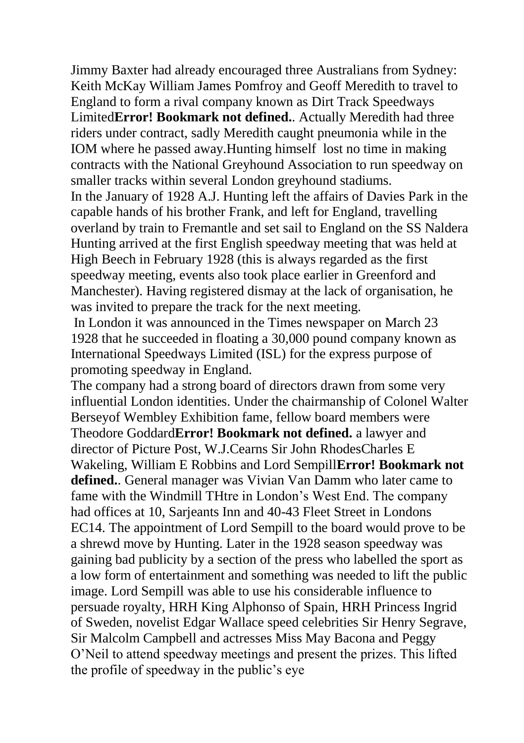Jimmy Baxter had already encouraged three Australians from Sydney: Keith McKay William James Pomfroy and Geoff Meredith to travel to England to form a rival company known as Dirt Track Speedways Limited**Error! Bookmark not defined.**. Actually Meredith had three riders under contract, sadly Meredith caught pneumonia while in the IOM where he passed away.Hunting himself  lost no time in making contracts with the National Greyhound Association to run speedway on smaller tracks within several London greyhound stadiums.

In the January of 1928 A.J. Hunting left the affairs of Davies Park in the capable hands of his brother Frank, and left for England, travelling overland by train to Fremantle and set sail to England on the SS Naldera Hunting arrived at the first English speedway meeting that was held at High Beech in February 1928 (this is always regarded as the first speedway meeting, events also took place earlier in Greenford and Manchester). Having registered dismay at the lack of organisation, he was invited to prepare the track for the next meeting.

In London it was announced in the Times newspaper on March 23 1928 that he succeeded in floating a 30,000 pound company known as International Speedways Limited (ISL) for the express purpose of promoting speedway in England.

The company had a strong board of directors drawn from some very influential London identities. Under the chairmanship of Colonel Walter Berseyof Wembley Exhibition fame, fellow board members were Theodore Goddard**Error! Bookmark not defined.** a lawyer and director of Picture Post, W.J.Cearns Sir John RhodesCharles E Wakeling, William E Robbins and Lord Sempill**Error! Bookmark not defined.**. General manager was Vivian Van Damm who later came to fame with the Windmill THtre in London's West End. The company had offices at 10, Sarjeants Inn and 40-43 Fleet Street in Londons EC14. The appointment of Lord Sempill to the board would prove to be a shrewd move by Hunting. Later in the 1928 season speedway was gaining bad publicity by a section of the press who labelled the sport as a low form of entertainment and something was needed to lift the public image. Lord Sempill was able to use his considerable influence to persuade royalty, HRH King Alphonso of Spain, HRH Princess Ingrid of Sweden, novelist Edgar Wallace speed celebrities Sir Henry Segrave, Sir Malcolm Campbell and actresses Miss May Bacona and Peggy O'Neil to attend speedway meetings and present the prizes. This lifted the profile of speedway in the public's eye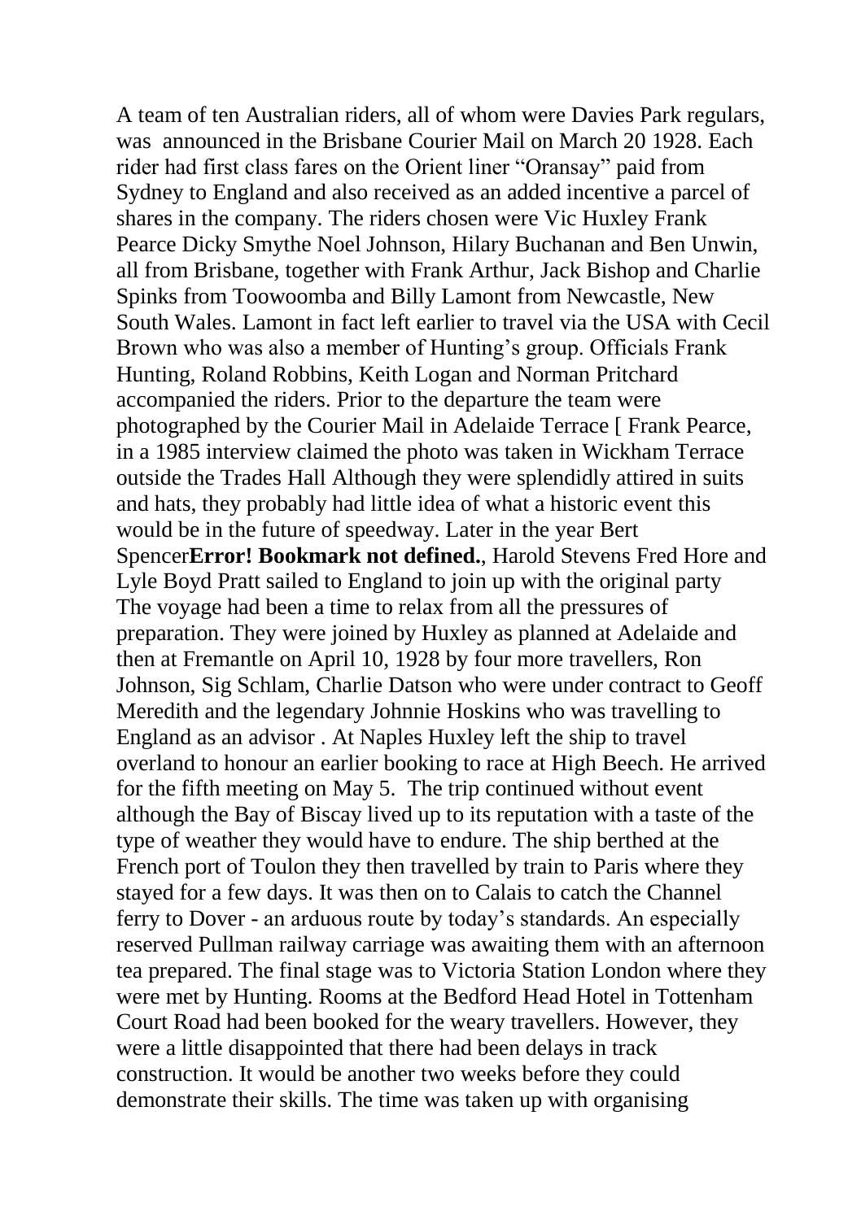A team of ten Australian riders, all of whom were Davies Park regulars, was announced in the Brisbane Courier Mail on March 20 1928. Each rider had first class fares on the Orient liner "Oransay" paid from Sydney to England and also received as an added incentive a parcel of shares in the company. The riders chosen were Vic Huxley Frank Pearce Dicky Smythe Noel Johnson, Hilary Buchanan and Ben Unwin, all from Brisbane, together with Frank Arthur, Jack Bishop and Charlie Spinks from Toowoomba and Billy Lamont from Newcastle, New South Wales. Lamont in fact left earlier to travel via the USA with Cecil Brown who was also a member of Hunting's group. Officials Frank Hunting, Roland Robbins, Keith Logan and Norman Pritchard accompanied the riders. Prior to the departure the team were photographed by the Courier Mail in Adelaide Terrace [ Frank Pearce, in a 1985 interview claimed the photo was taken in Wickham Terrace outside the Trades Hall Although they were splendidly attired in suits and hats, they probably had little idea of what a historic event this would be in the future of speedway. Later in the year Bert Spencer**Error! Bookmark not defined.**, Harold Stevens Fred Hore and Lyle Boyd Pratt sailed to England to join up with the original party The voyage had been a time to relax from all the pressures of preparation. They were joined by Huxley as planned at Adelaide and then at Fremantle on April 10, 1928 by four more travellers, Ron Johnson, Sig Schlam, Charlie Datson who were under contract to Geoff Meredith and the legendary Johnnie Hoskins who was travelling to England as an advisor . At Naples Huxley left the ship to travel overland to honour an earlier booking to race at High Beech. He arrived for the fifth meeting on May 5. The trip continued without event although the Bay of Biscay lived up to its reputation with a taste of the type of weather they would have to endure. The ship berthed at the French port of Toulon they then travelled by train to Paris where they stayed for a few days. It was then on to Calais to catch the Channel ferry to Dover - an arduous route by today's standards. An especially reserved Pullman railway carriage was awaiting them with an afternoon tea prepared. The final stage was to Victoria Station London where they were met by Hunting. Rooms at the Bedford Head Hotel in Tottenham Court Road had been booked for the weary travellers. However, they were a little disappointed that there had been delays in track construction. It would be another two weeks before they could demonstrate their skills. The time was taken up with organising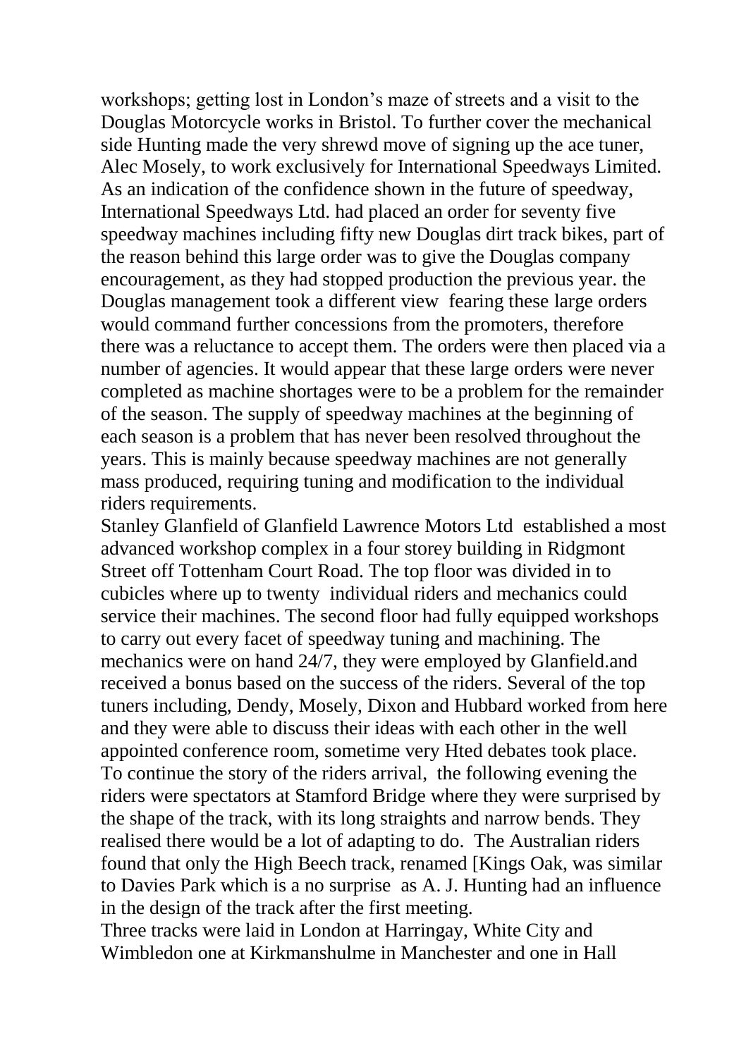workshops; getting lost in London's maze of streets and a visit to the Douglas Motorcycle works in Bristol. To further cover the mechanical side Hunting made the very shrewd move of signing up the ace tuner, Alec Mosely, to work exclusively for International Speedways Limited. As an indication of the confidence shown in the future of speedway, International Speedways Ltd. had placed an order for seventy five speedway machines including fifty new Douglas dirt track bikes, part of the reason behind this large order was to give the Douglas company encouragement, as they had stopped production the previous year. the Douglas management took a different view fearing these large orders would command further concessions from the promoters, therefore there was a reluctance to accept them. The orders were then placed via a number of agencies. It would appear that these large orders were never completed as machine shortages were to be a problem for the remainder of the season. The supply of speedway machines at the beginning of each season is a problem that has never been resolved throughout the years. This is mainly because speedway machines are not generally mass produced, requiring tuning and modification to the individual riders requirements.

Stanley Glanfield of Glanfield Lawrence Motors Ltd established a most advanced workshop complex in a four storey building in Ridgmont Street off Tottenham Court Road. The top floor was divided in to cubicles where up to twenty individual riders and mechanics could service their machines. The second floor had fully equipped workshops to carry out every facet of speedway tuning and machining. The mechanics were on hand 24/7, they were employed by Glanfield.and received a bonus based on the success of the riders. Several of the top tuners including, Dendy, Mosely, Dixon and Hubbard worked from here and they were able to discuss their ideas with each other in the well appointed conference room, sometime very Hted debates took place.

To continue the story of the riders arrival, the following evening the riders were spectators at Stamford Bridge where they were surprised by the shape of the track, with its long straights and narrow bends. They realised there would be a lot of adapting to do. The Australian riders found that only the High Beech track, renamed [Kings Oak, was similar to Davies Park which is a no surprise as A. J. Hunting had an influence in the design of the track after the first meeting.

Three tracks were laid in London at Harringay, White City and Wimbledon one at Kirkmanshulme in Manchester and one in Hall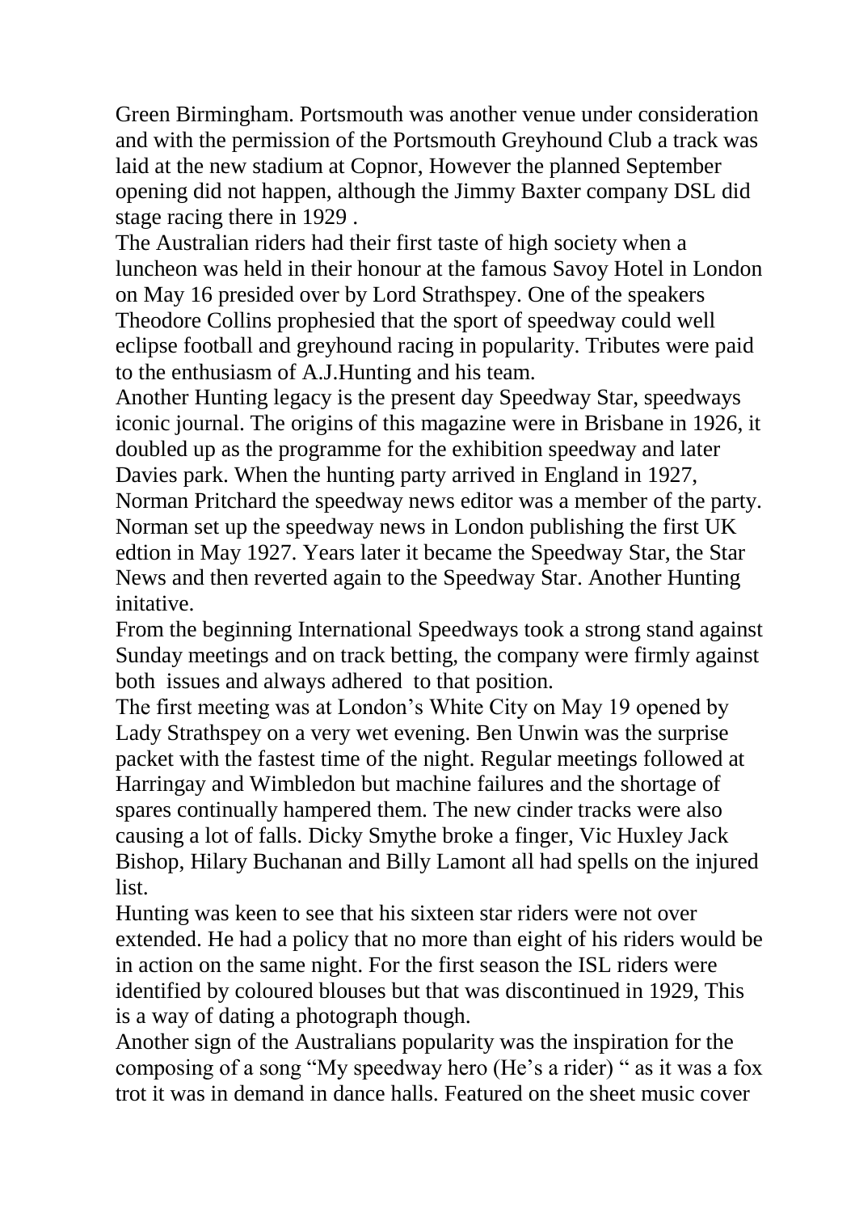Green Birmingham. Portsmouth was another venue under consideration and with the permission of the Portsmouth Greyhound Club a track was laid at the new stadium at Copnor, However the planned September opening did not happen, although the Jimmy Baxter company DSL did stage racing there in 1929 .

The Australian riders had their first taste of high society when a luncheon was held in their honour at the famous Savoy Hotel in London on May 16 presided over by Lord Strathspey. One of the speakers Theodore Collins prophesied that the sport of speedway could well eclipse football and greyhound racing in popularity. Tributes were paid to the enthusiasm of A.J.Hunting and his team.

Another Hunting legacy is the present day Speedway Star, speedways iconic journal. The origins of this magazine were in Brisbane in 1926, it doubled up as the programme for the exhibition speedway and later Davies park. When the hunting party arrived in England in 1927, Norman Pritchard the speedway news editor was a member of the party. Norman set up the speedway news in London publishing the first UK edtion in May 1927. Years later it became the Speedway Star, the Star News and then reverted again to the Speedway Star. Another Hunting initative.

From the beginning International Speedways took a strong stand against Sunday meetings and on track betting, the company were firmly against both issues and always adhered to that position.

The first meeting was at London's White City on May 19 opened by Lady Strathspey on a very wet evening. Ben Unwin was the surprise packet with the fastest time of the night. Regular meetings followed at Harringay and Wimbledon but machine failures and the shortage of spares continually hampered them. The new cinder tracks were also causing a lot of falls. Dicky Smythe broke a finger, Vic Huxley Jack Bishop, Hilary Buchanan and Billy Lamont all had spells on the injured list.

Hunting was keen to see that his sixteen star riders were not over extended. He had a policy that no more than eight of his riders would be in action on the same night. For the first season the ISL riders were identified by coloured blouses but that was discontinued in 1929, This is a way of dating a photograph though.

Another sign of the Australians popularity was the inspiration for the composing of a song "My speedway hero (He's a rider) " as it was a fox trot it was in demand in dance halls. Featured on the sheet music cover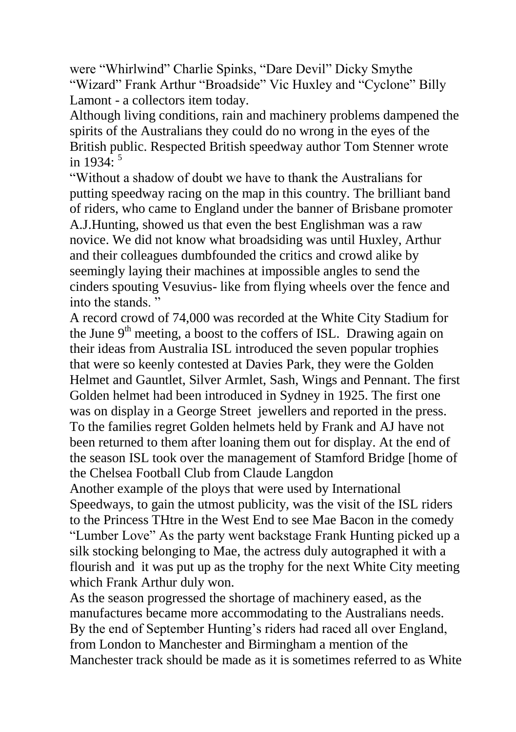were "Whirlwind" Charlie Spinks, "Dare Devil" Dicky Smythe "Wizard" Frank Arthur "Broadside" Vic Huxley and "Cyclone" Billy Lamont - a collectors item today.

Although living conditions, rain and machinery problems dampened the spirits of the Australians they could do no wrong in the eyes of the British public. Respected British speedway author Tom Stenner wrote in 1934: [5]

"Without a shadow of doubt we have to thank the Australians for putting speedway racing on the map in this country. The brilliant band of riders, who came to England under the banner of Brisbane promoter A.J.Hunting, showed us that even the best Englishman was a raw novice. We did not know what broadsiding was until Huxley, Arthur and their colleagues dumbfounded the critics and crowd alike by seemingly laying their machines at impossible angles to send the cinders spouting Vesuvius- like from flying wheels over the fence and into the stands. "

A record crowd of 74,000 was recorded at the White City Stadium for the June 9th meeting, a boost to the coffers of ISL. Drawing again on their ideas from Australia ISL introduced the seven popular trophies that were so keenly contested at Davies Park, they were the Golden Helmet and Gauntlet, Silver Armlet, Sash, Wings and Pennant. The first Golden helmet had been introduced in Sydney in 1925. The first one was on display in a George Street jewellers and reported in the press. To the families regret Golden helmets held by Frank and AJ have not been returned to them after loaning them out for display. At the end of the season ISL took over the management of Stamford Bridge [home of the Chelsea Football Club from Claude Langdon

Another example of the ploys that were used by International Speedways, to gain the utmost publicity, was the visit of the ISL riders to the Princess THtre in the West End to see Mae Bacon in the comedy "Lumber Love" As the party went backstage Frank Hunting picked up a silk stocking belonging to Mae, the actress duly autographed it with a flourish and it was put up as the trophy for the next White City meeting which Frank Arthur duly won.

As the season progressed the shortage of machinery eased, as the manufactures became more accommodating to the Australians needs. By the end of September Hunting's riders had raced all over England, from London to Manchester and Birmingham a mention of the Manchester track should be made as it is sometimes referred to as White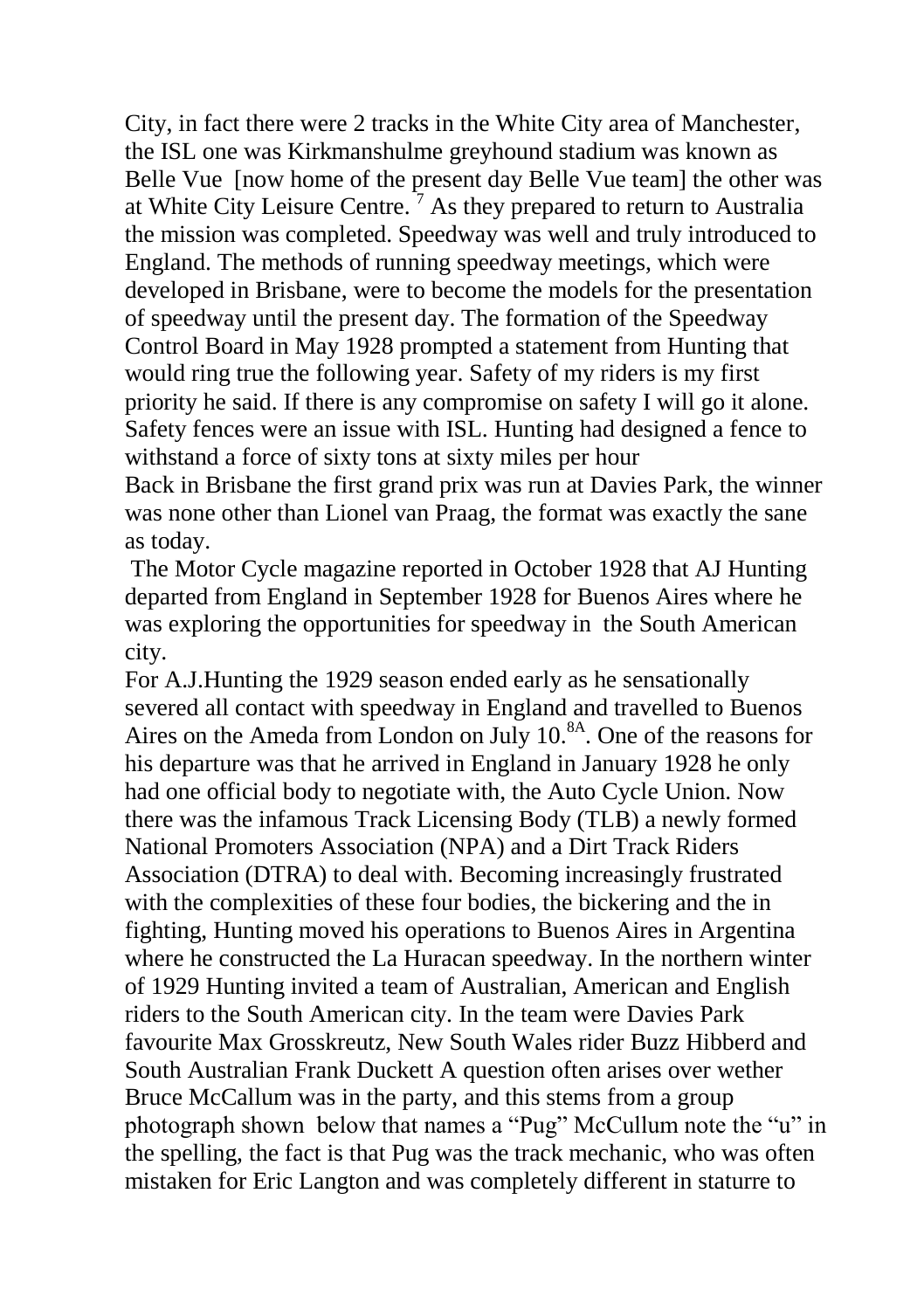City, in fact there were 2 tracks in the White City area of Manchester, the ISL one was Kirkmanshulme greyhound stadium was known as Belle Vue [now home of the present day Belle Vue team] the other was at White City Leisure Centre. [7] As they prepared to return to Australia the mission was completed. Speedway was well and truly introduced to England. The methods of running speedway meetings, which were developed in Brisbane, were to become the models for the presentation of speedway until the present day. The formation of the Speedway Control Board in May 1928 prompted a statement from Hunting that would ring true the following year. Safety of my riders is my first priority he said. If there is any compromise on safety I will go it alone. Safety fences were an issue with ISL. Hunting had designed a fence to withstand a force of sixty tons at sixty miles per hour

Back in Brisbane the first grand prix was run at Davies Park, the winner was none other than Lionel van Praag, the format was exactly the sane as today.

The Motor Cycle magazine reported in October 1928 that AJ Hunting departed from England in September 1928 for Buenos Aires where he was exploring the opportunities for speedway in the South American city.

For A.J.Hunting the 1929 season ended early as he sensationally severed all contact with speedway in England and travelled to Buenos Aires on the Ameda from London on July 10.[8A]. One of the reasons for his departure was that he arrived in England in January 1928 he only had one official body to negotiate with, the Auto Cycle Union. Now there was the infamous Track Licensing Body (TLB) a newly formed National Promoters Association (NPA) and a Dirt Track Riders Association (DTRA) to deal with. Becoming increasingly frustrated with the complexities of these four bodies, the bickering and the in fighting, Hunting moved his operations to Buenos Aires in Argentina where he constructed the La Huracan speedway. In the northern winter of 1929 Hunting invited a team of Australian, American and English riders to the South American city. In the team were Davies Park favourite Max Grosskreutz, New South Wales rider Buzz Hibberd and South Australian Frank Duckett A question often arises over wether Bruce McCallum was in the party, and this stems from a group photograph shown below that names a "Pug" McCullum note the "u" in the spelling, the fact is that Pug was the track mechanic, who was often mistaken for Eric Langton and was completely different in staturre to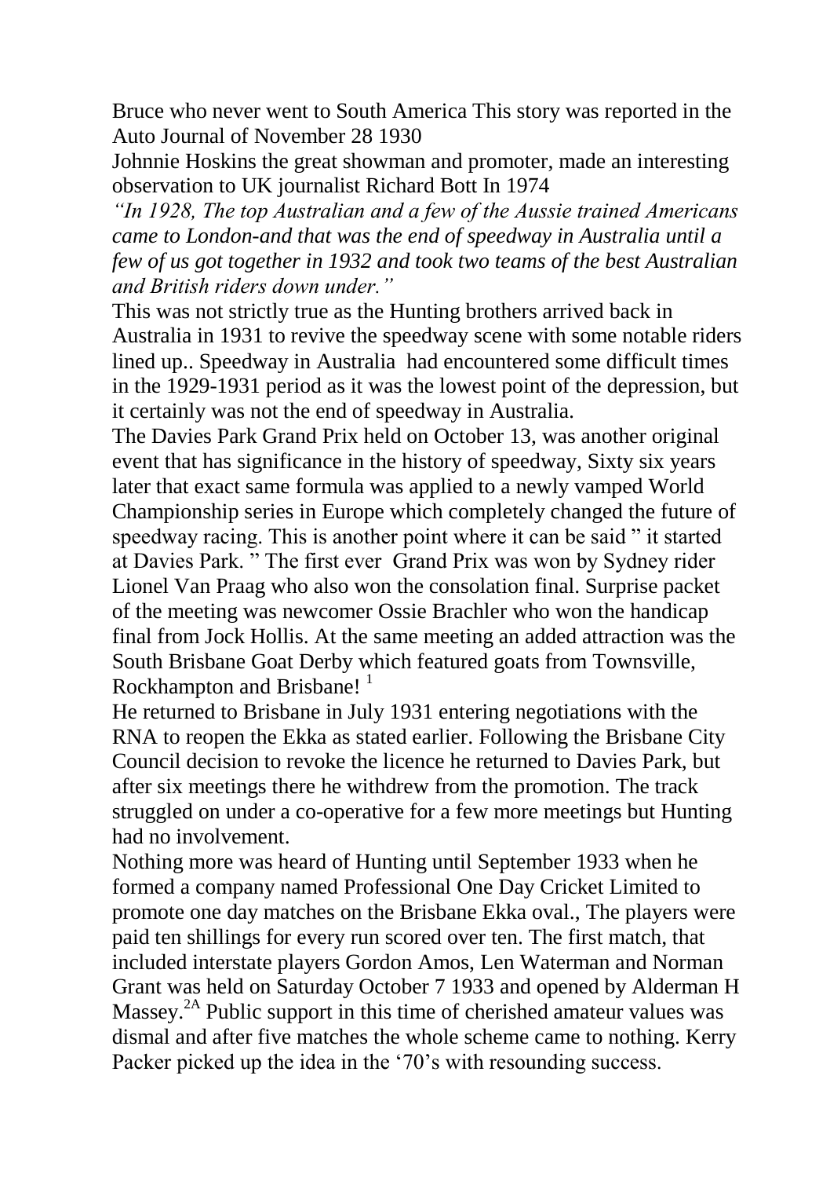Bruce who never went to South America This story was reported in the Auto Journal of November 28 1930

Johnnie Hoskins the great showman and promoter, made an interesting observation to UK journalist Richard Bott In 1974

*"In 1928, The top Australian and a few of the Aussie trained Americans came to London-and that was the end of speedway in Australia until a few of us got together in 1932 and took two teams of the best Australian and British riders down under."*

This was not strictly true as the Hunting brothers arrived back in Australia in 1931 to revive the speedway scene with some notable riders lined up.. Speedway in Australia had encountered some difficult times in the 1929-1931 period as it was the lowest point of the depression, but it certainly was not the end of speedway in Australia.

The Davies Park Grand Prix held on October 13, was another original event that has significance in the history of speedway, Sixty six years later that exact same formula was applied to a newly vamped World Championship series in Europe which completely changed the future of speedway racing. This is another point where it can be said " it started at Davies Park. " The first ever Grand Prix was won by Sydney rider Lionel Van Praag who also won the consolation final. Surprise packet of the meeting was newcomer Ossie Brachler who won the handicap final from Jock Hollis. At the same meeting an added attraction was the South Brisbane Goat Derby which featured goats from Townsville, Rockhampton and Brisbane! [1]

He returned to Brisbane in July 1931 entering negotiations with the RNA to reopen the Ekka as stated earlier. Following the Brisbane City Council decision to revoke the licence he returned to Davies Park, but after six meetings there he withdrew from the promotion. The track struggled on under a co-operative for a few more meetings but Hunting had no involvement.

Nothing more was heard of Hunting until September 1933 when he formed a company named Professional One Day Cricket Limited to promote one day matches on the Brisbane Ekka oval., The players were paid ten shillings for every run scored over ten. The first match, that included interstate players Gordon Amos, Len Waterman and Norman Grant was held on Saturday October 7 1933 and opened by Alderman H Massey.[2A] Public support in this time of cherished amateur values was dismal and after five matches the whole scheme came to nothing. Kerry Packer picked up the idea in the '70's with resounding success.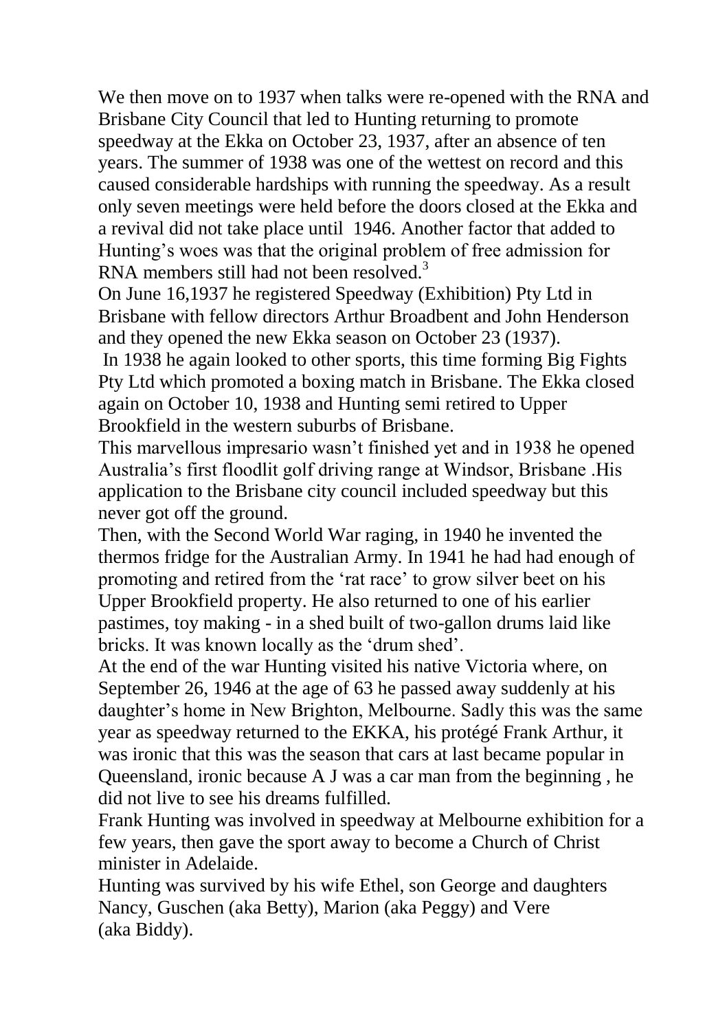We then move on to 1937 when talks were re-opened with the RNA and Brisbane City Council that led to Hunting returning to promote speedway at the Ekka on October 23, 1937, after an absence of ten years. The summer of 1938 was one of the wettest on record and this caused considerable hardships with running the speedway. As a result only seven meetings were held before the doors closed at the Ekka and a revival did not take place until 1946. Another factor that added to Hunting's woes was that the original problem of free admission for RNA members still had not been resolved.[3]

On June 16,1937 he registered Speedway (Exhibition) Pty Ltd in Brisbane with fellow directors Arthur Broadbent and John Henderson and they opened the new Ekka season on October 23 (1937).

In 1938 he again looked to other sports, this time forming Big Fights Pty Ltd which promoted a boxing match in Brisbane. The Ekka closed again on October 10, 1938 and Hunting semi retired to Upper Brookfield in the western suburbs of Brisbane.

This marvellous impresario wasn't finished yet and in 1938 he opened Australia's first floodlit golf driving range at Windsor, Brisbane .His application to the Brisbane city council included speedway but this never got off the ground.

Then, with the Second World War raging, in 1940 he invented the thermos fridge for the Australian Army. In 1941 he had had enough of promoting and retired from the 'rat race' to grow silver beet on his Upper Brookfield property. He also returned to one of his earlier pastimes, toy making - in a shed built of two-gallon drums laid like bricks. It was known locally as the 'drum shed'.

At the end of the war Hunting visited his native Victoria where, on September 26, 1946 at the age of 63 he passed away suddenly at his daughter's home in New Brighton, Melbourne. Sadly this was the same year as speedway returned to the EKKA, his protégé Frank Arthur, it was ironic that this was the season that cars at last became popular in Queensland, ironic because A J was a car man from the beginning , he did not live to see his dreams fulfilled.

Frank Hunting was involved in speedway at Melbourne exhibition for a few years, then gave the sport away to become a Church of Christ minister in Adelaide.

Hunting was survived by his wife Ethel, son George and daughters Nancy, Guschen (aka Betty), Marion (aka Peggy) and Vere (aka Biddy).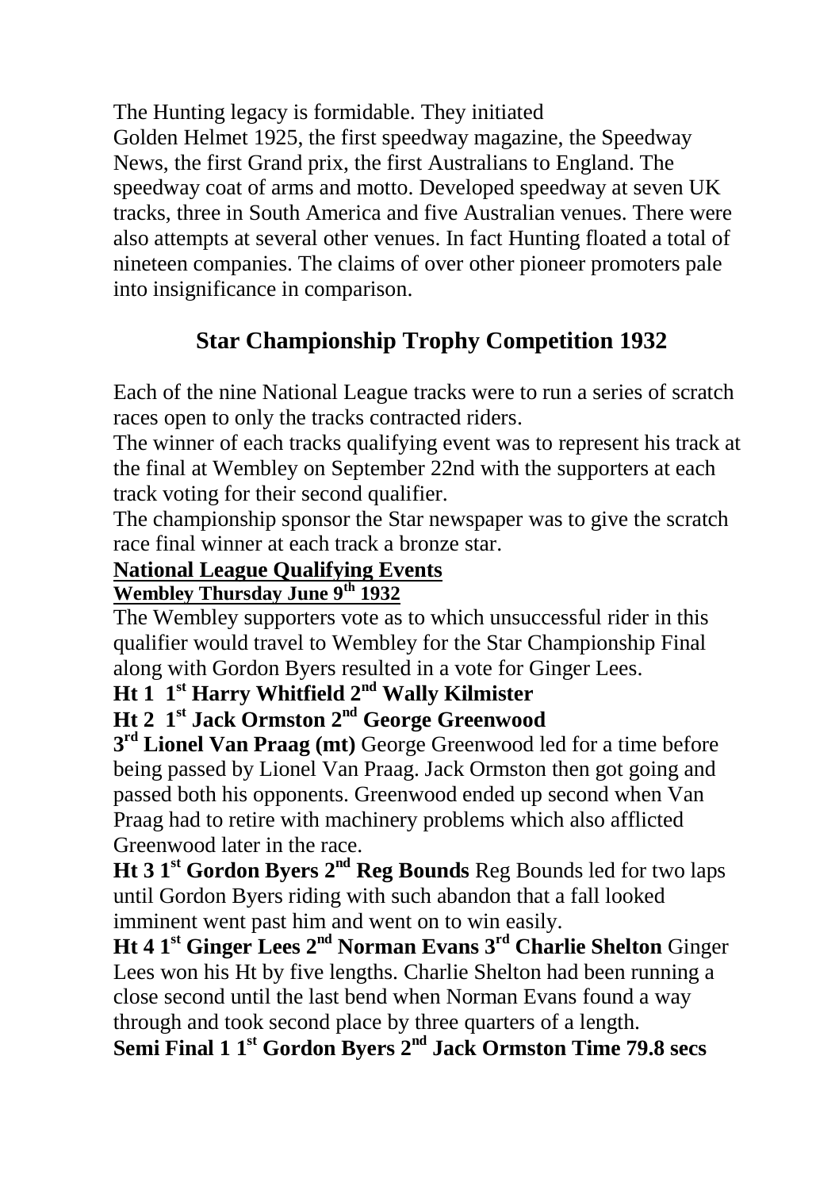The Hunting legacy is formidable. They initiated Golden Helmet 1925, the first speedway magazine, the Speedway News, the first Grand prix, the first Australians to England. The speedway coat of arms and motto. Developed speedway at seven UK tracks, three in South America and five Australian venues. There were also attempts at several other venues. In fact Hunting floated a total of nineteen companies. The claims of over other pioneer promoters pale into insignificance in comparison.

## Star Championship Trophy Competition 1932

Each of the nine National League tracks were to run a series of scratch races open to only the tracks contracted riders.

The winner of each tracks qualifying event was to represent his track at the final at Wembley on September 22nd with the supporters at each track voting for their second qualifier.

The championship sponsor the Star newspaper was to give the scratch race final winner at each track a bronze star.

**National League Qualifying Events**

**Wembley Thursday June 9th 1932**

The Wembley supporters vote as to which unsuccessful rider in this qualifier would travel to Wembley for the Star Championship Final along with Gordon Byers resulted in a vote for Ginger Lees.

**Ht 1 1st Harry Whitfield 2nd Wally Kilmister**

**Ht 2 1st Jack Ormston 2nd George Greenwood 3rd Lionel Van Praag (mt)** George Greenwood led for a time before being passed by Lionel Van Praag. Jack Ormston then got going and passed both his opponents. Greenwood ended up second when Van Praag had to retire with machinery problems which also afflicted Greenwood later in the race.

**Ht 3 1st Gordon Byers 2nd Reg Bounds** Reg Bounds led for two laps until Gordon Byers riding with such abandon that a fall looked imminent went past him and went on to win easily.

**Ht 4 1st Ginger Lees 2nd Norman Evans 3rd Charlie Shelton** Ginger Lees won his Ht by five lengths. Charlie Shelton had been running a close second until the last bend when Norman Evans found a way through and took second place by three quarters of a length.

**Semi Final 1 1st Gordon Byers 2nd Jack Ormston Time 79.8 secs**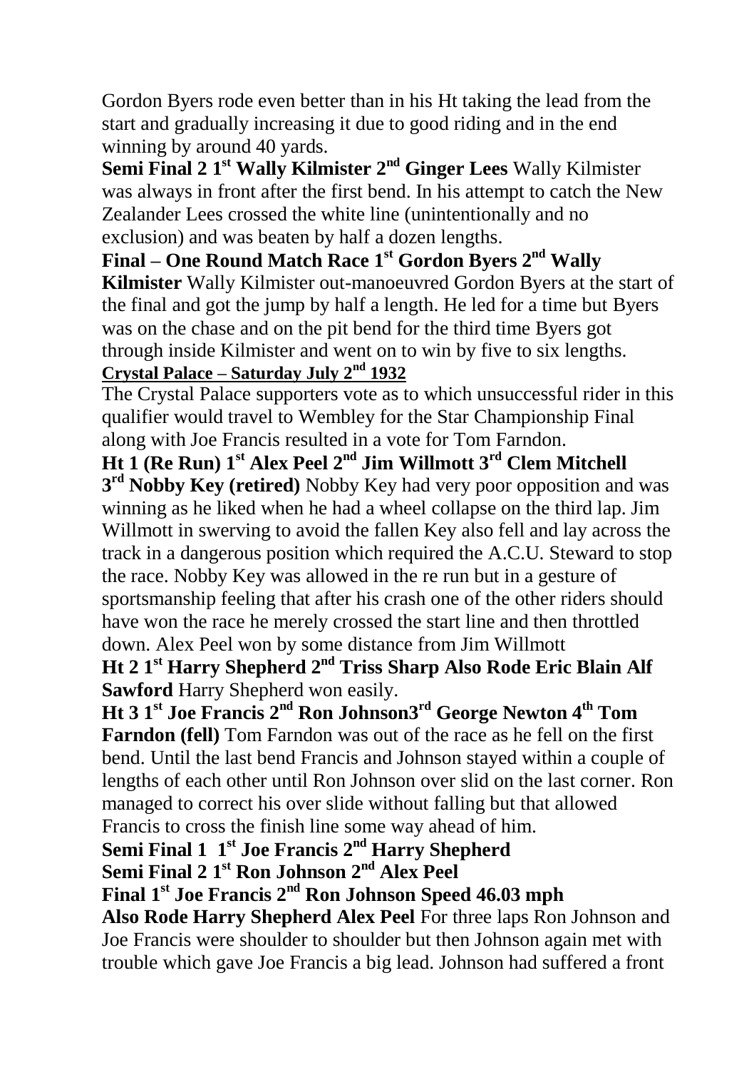Gordon Byers rode even better than in his Ht taking the lead from the start and gradually increasing it due to good riding and in the end winning by around 40 yards.

**Semi Final 2 1st Wally Kilmister 2nd Ginger Lees** Wally Kilmister was always in front after the first bend. In his attempt to catch the New Zealander Lees crossed the white line (unintentionally and no exclusion) and was beaten by half a dozen lengths.

**Final – One Round Match Race 1st Gordon Byers 2nd Wally Kilmister** Wally Kilmister out-manoeuvred Gordon Byers at the start of the final and got the jump by half a length. He led for a time but Byers was on the chase and on the pit bend for the third time Byers got through inside Kilmister and went on to win by five to six lengths.

**Crystal Palace – Saturday July 2nd 1932**

The Crystal Palace supporters vote as to which unsuccessful rider in this qualifier would travel to Wembley for the Star Championship Final along with Joe Francis resulted in a vote for Tom Farndon.

**Ht 1 (Re Run) 1st Alex Peel 2nd Jim Willmott 3rd Clem Mitchell 3rd Nobby Key (retired)** Nobby Key had very poor opposition and was winning as he liked when he had a wheel collapse on the third lap. Jim Willmott in swerving to avoid the fallen Key also fell and lay across the track in a dangerous position which required the A.C.U. Steward to stop the race. Nobby Key was allowed in the re run but in a gesture of sportsmanship feeling that after his crash one of the other riders should have won the race he merely crossed the start line and then throttled down. Alex Peel won by some distance from Jim Willmott

**Ht 2 1st Harry Shepherd 2nd Triss Sharp Also Rode Eric Blain Alf Sawford** Harry Shepherd won easily.

**Ht 3 1st Joe Francis 2nd Ron Johnson3rd George Newton 4th Tom Farndon (fell)** Tom Farndon was out of the race as he fell on the first bend. Until the last bend Francis and Johnson stayed within a couple of lengths of each other until Ron Johnson over slid on the last corner. Ron managed to correct his over slide without falling but that allowed Francis to cross the finish line some way ahead of him.

**Semi Final 1 1st Joe Francis 2nd Harry Shepherd**

**Semi Final 2 1st Ron Johnson 2nd Alex Peel**

**Final 1st Joe Francis 2nd Ron Johnson Speed 46.03 mph**

**Also Rode Harry Shepherd Alex Peel** For three laps Ron Johnson and Joe Francis were shoulder to shoulder but then Johnson again met with trouble which gave Joe Francis a big lead. Johnson had suffered a front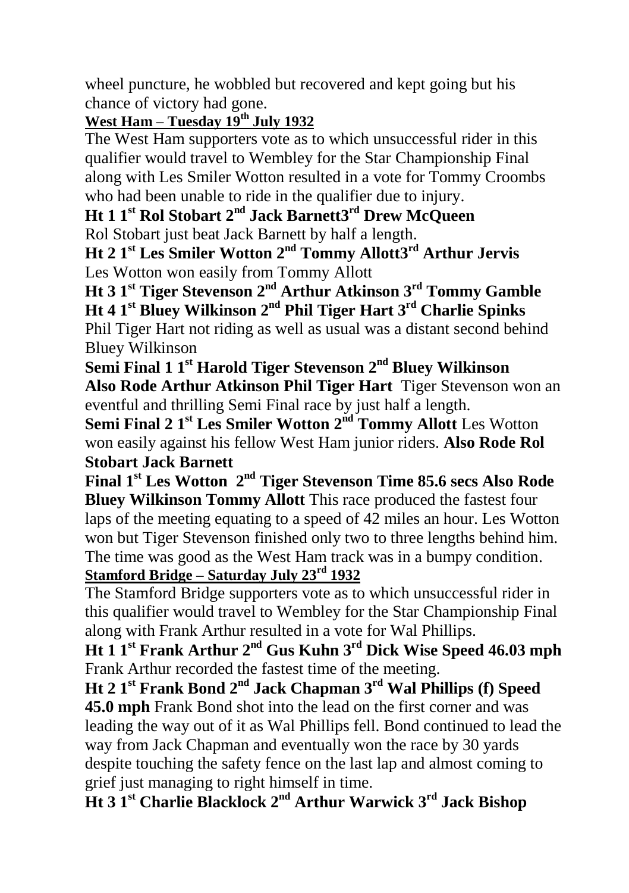wheel puncture, he wobbled but recovered and kept going but his chance of victory had gone.

**West Ham – Tuesday 19th July 1932**

The West Ham supporters vote as to which unsuccessful rider in this qualifier would travel to Wembley for the Star Championship Final along with Les Smiler Wotton resulted in a vote for Tommy Croombs who had been unable to ride in the qualifier due to injury.

**Ht 1 1st Rol Stobart 2nd Jack Barnett3rd Drew McQueen**
Rol Stobart just beat Jack Barnett by half a length.

**Ht 2 1st Les Smiler Wotton 2nd Tommy Allott3rd Arthur Jervis**
Les Wotton won easily from Tommy Allott

**Ht 3 1st Tiger Stevenson 2nd Arthur Atkinson 3rd Tommy Gamble**

**Ht 4 1st Bluey Wilkinson 2nd Phil Tiger Hart 3rd Charlie Spinks**
Phil Tiger Hart not riding as well as usual was a distant second behind Bluey Wilkinson

**Semi Final 1 1st Harold Tiger Stevenson 2nd Bluey Wilkinson Also Rode Arthur Atkinson Phil Tiger Hart** Tiger Stevenson won an eventful and thrilling Semi Final race by just half a length.

**Semi Final 2 1st Les Smiler Wotton 2nd Tommy Allott** Les Wotton won easily against his fellow West Ham junior riders. **Also Rode Rol Stobart Jack Barnett**

**Final 1st Les Wotton 2nd Tiger Stevenson Time 85.6 secs Also Rode Bluey Wilkinson Tommy Allott** This race produced the fastest four laps of the meeting equating to a speed of 42 miles an hour. Les Wotton won but Tiger Stevenson finished only two to three lengths behind him. The time was good as the West Ham track was in a bumpy condition.

**Stamford Bridge – Saturday July 23rd 1932**

The Stamford Bridge supporters vote as to which unsuccessful rider in this qualifier would travel to Wembley for the Star Championship Final along with Frank Arthur resulted in a vote for Wal Phillips.

**Ht 1 1st Frank Arthur 2nd Gus Kuhn 3rd Dick Wise Speed 46.03 mph**
Frank Arthur recorded the fastest time of the meeting.

**Ht 2 1st Frank Bond 2nd Jack Chapman 3rd Wal Phillips (f) Speed 45.0 mph** Frank Bond shot into the lead on the first corner and was leading the way out of it as Wal Phillips fell. Bond continued to lead the way from Jack Chapman and eventually won the race by 30 yards despite touching the safety fence on the last lap and almost coming to grief just managing to right himself in time.

**Ht 3 1st Charlie Blacklock 2nd Arthur Warwick 3rd Jack Bishop**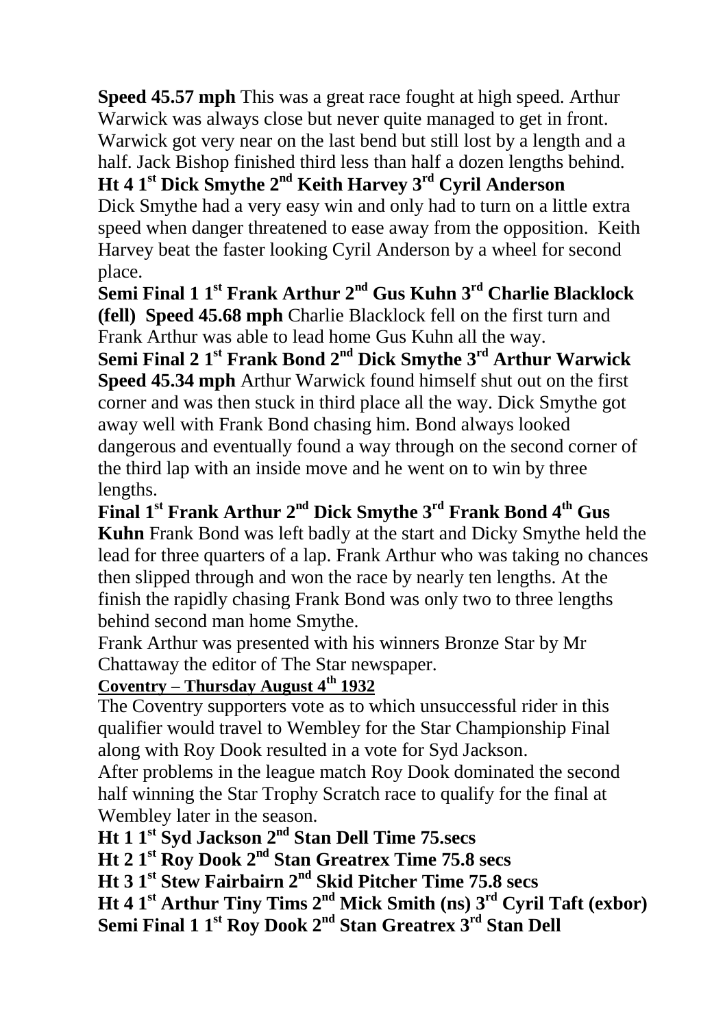**Speed 45.57 mph** This was a great race fought at high speed. Arthur Warwick was always close but never quite managed to get in front. Warwick got very near on the last bend but still lost by a length and a half. Jack Bishop finished third less than half a dozen lengths behind.

**Ht 4 1st Dick Smythe 2nd Keith Harvey 3rd Cyril Anderson**
Dick Smythe had a very easy win and only had to turn on a little extra speed when danger threatened to ease away from the opposition. Keith Harvey beat the faster looking Cyril Anderson by a wheel for second place.

**Semi Final 1 1st Frank Arthur 2nd Gus Kuhn 3rd Charlie Blacklock (fell) Speed 45.68 mph** Charlie Blacklock fell on the first turn and Frank Arthur was able to lead home Gus Kuhn all the way.

**Semi Final 2 1st Frank Bond 2nd Dick Smythe 3rd Arthur Warwick Speed 45.34 mph** Arthur Warwick found himself shut out on the first corner and was then stuck in third place all the way. Dick Smythe got away well with Frank Bond chasing him. Bond always looked dangerous and eventually found a way through on the second corner of the third lap with an inside move and he went on to win by three lengths.

**Final 1st Frank Arthur 2nd Dick Smythe 3rd Frank Bond 4th Gus Kuhn** Frank Bond was left badly at the start and Dicky Smythe held the lead for three quarters of a lap. Frank Arthur who was taking no chances then slipped through and won the race by nearly ten lengths. At the finish the rapidly chasing Frank Bond was only two to three lengths behind second man home Smythe.

Frank Arthur was presented with his winners Bronze Star by Mr Chattaway the editor of The Star newspaper.

**Coventry – Thursday August 4th 1932**

The Coventry supporters vote as to which unsuccessful rider in this qualifier would travel to Wembley for the Star Championship Final along with Roy Dook resulted in a vote for Syd Jackson.

After problems in the league match Roy Dook dominated the second half winning the Star Trophy Scratch race to qualify for the final at Wembley later in the season.

**Ht 1 1st Syd Jackson 2nd Stan Dell Time 75.secs**
**Ht 2 1st Roy Dook 2nd Stan Greatrex Time 75.8 secs**
**Ht 3 1st Stew Fairbairn 2nd Skid Pitcher Time 75.8 secs**
**Ht 4 1st Arthur Tiny Tims 2nd Mick Smith (ns) 3rd Cyril Taft (exbor)**
**Semi Final 1 1st Roy Dook 2nd Stan Greatrex 3rd Stan Dell**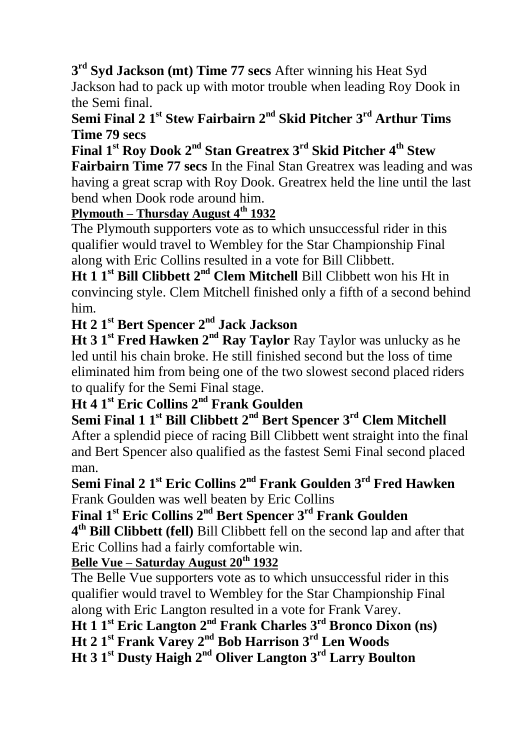**3rd Syd Jackson (mt) Time 77 secs** After winning his Heat Syd Jackson had to pack up with motor trouble when leading Roy Dook in the Semi final.

**Semi Final 2 1st Stew Fairbairn 2nd Skid Pitcher 3rd Arthur Tims Time 79 secs**

**Final 1st Roy Dook 2nd Stan Greatrex 3rd Skid Pitcher 4th Stew Fairbairn Time 77 secs** In the Final Stan Greatrex was leading and was having a great scrap with Roy Dook. Greatrex held the line until the last bend when Dook rode around him.

**Plymouth – Thursday August 4th 1932**

The Plymouth supporters vote as to which unsuccessful rider in this qualifier would travel to Wembley for the Star Championship Final along with Eric Collins resulted in a vote for Bill Clibbett.

**Ht 1 1st Bill Clibbett 2nd Clem Mitchell** Bill Clibbett won his Ht in convincing style. Clem Mitchell finished only a fifth of a second behind him.

**Ht 2 1st Bert Spencer 2nd Jack Jackson**

**Ht 3 1st Fred Hawken 2nd Ray Taylor** Ray Taylor was unlucky as he led until his chain broke. He still finished second but the loss of time eliminated him from being one of the two slowest second placed riders to qualify for the Semi Final stage.

**Ht 4 1st Eric Collins 2nd Frank Goulden**

**Semi Final 1 1st Bill Clibbett 2nd Bert Spencer 3rd Clem Mitchell** After a splendid piece of racing Bill Clibbett went straight into the final and Bert Spencer also qualified as the fastest Semi Final second placed man.

**Semi Final 2 1st Eric Collins 2nd Frank Goulden 3rd Fred Hawken** Frank Goulden was well beaten by Eric Collins

**Final 1st Eric Collins 2nd Bert Spencer 3rd Frank Goulden 4th Bill Clibbett (fell)** Bill Clibbett fell on the second lap and after that Eric Collins had a fairly comfortable win.

**Belle Vue – Saturday August 20th 1932**

The Belle Vue supporters vote as to which unsuccessful rider in this qualifier would travel to Wembley for the Star Championship Final along with Eric Langton resulted in a vote for Frank Varey.

**Ht 1 1st Eric Langton 2nd Frank Charles 3rd Bronco Dixon (ns)**

**Ht 2 1st Frank Varey 2nd Bob Harrison 3rd Len Woods**

**Ht 3 1st Dusty Haigh 2nd Oliver Langton 3rd Larry Boulton**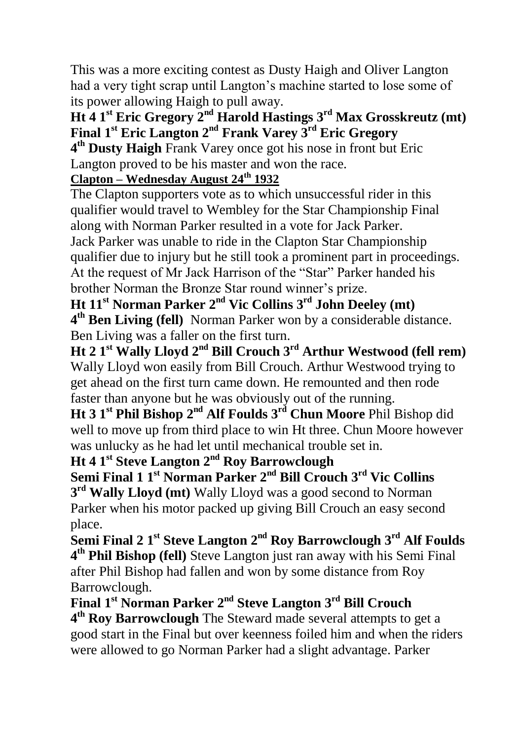This was a more exciting contest as Dusty Haigh and Oliver Langton had a very tight scrap until Langton's machine started to lose some of its power allowing Haigh to pull away.

**Ht 4 1st Eric Gregory 2nd Harold Hastings 3rd Max Grosskreutz (mt)**
**Final 1st Eric Langton 2nd Frank Varey 3rd Eric Gregory 4th Dusty Haigh** Frank Varey once got his nose in front but Eric Langton proved to be his master and won the race.

**Clapton – Wednesday August 24th 1932**

The Clapton supporters vote as to which unsuccessful rider in this qualifier would travel to Wembley for the Star Championship Final along with Norman Parker resulted in a vote for Jack Parker.
Jack Parker was unable to ride in the Clapton Star Championship qualifier due to injury but he still took a prominent part in proceedings. At the request of Mr Jack Harrison of the "Star" Parker handed his brother Norman the Bronze Star round winner's prize.

**Ht 11st Norman Parker 2nd Vic Collins 3rd John Deeley (mt) 4th Ben Living (fell)** Norman Parker won by a considerable distance. Ben Living was a faller on the first turn.

**Ht 2 1st Wally Lloyd 2nd Bill Crouch 3rd Arthur Westwood (fell rem)** Wally Lloyd won easily from Bill Crouch. Arthur Westwood trying to get ahead on the first turn came down. He remounted and then rode faster than anyone but he was obviously out of the running.

**Ht 3 1st Phil Bishop 2nd Alf Foulds 3rd Chun Moore** Phil Bishop did well to move up from third place to win Ht three. Chun Moore however was unlucky as he had let until mechanical trouble set in.

**Ht 4 1st Steve Langton 2nd Roy Barrowclough**

**Semi Final 1 1st Norman Parker 2nd Bill Crouch 3rd Vic Collins 3rd Wally Lloyd (mt)** Wally Lloyd was a good second to Norman Parker when his motor packed up giving Bill Crouch an easy second place.

**Semi Final 2 1st Steve Langton 2nd Roy Barrowclough 3rd Alf Foulds 4th Phil Bishop (fell)** Steve Langton just ran away with his Semi Final after Phil Bishop had fallen and won by some distance from Roy Barrowclough.

**Final 1st Norman Parker 2nd Steve Langton 3rd Bill Crouch 4th Roy Barrowclough** The Steward made several attempts to get a good start in the Final but over keenness foiled him and when the riders were allowed to go Norman Parker had a slight advantage. Parker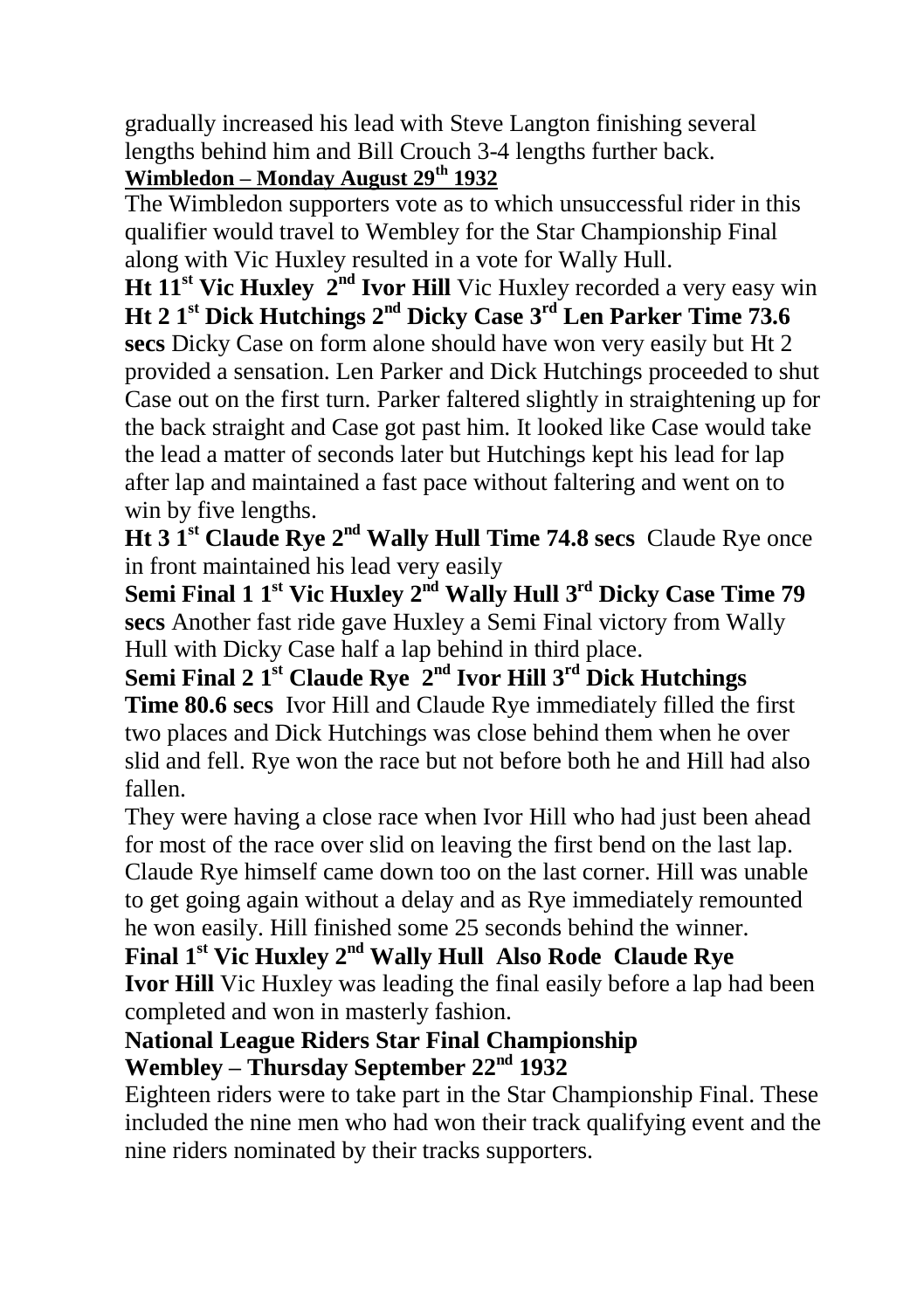gradually increased his lead with Steve Langton finishing several lengths behind him and Bill Crouch 3-4 lengths further back.

**Wimbledon – Monday August 29th 1932**

The Wimbledon supporters vote as to which unsuccessful rider in this qualifier would travel to Wembley for the Star Championship Final along with Vic Huxley resulted in a vote for Wally Hull.

**Ht 1 1st Vic Huxley 2nd Ivor Hill** Vic Huxley recorded a very easy win

**Ht 2 1st Dick Hutchings 2nd Dicky Case 3rd Len Parker Time 73.6 secs** Dicky Case on form alone should have won very easily but Ht 2 provided a sensation. Len Parker and Dick Hutchings proceeded to shut Case out on the first turn. Parker faltered slightly in straightening up for the back straight and Case got past him. It looked like Case would take the lead a matter of seconds later but Hutchings kept his lead for lap after lap and maintained a fast pace without faltering and went on to win by five lengths.

**Ht 3 1st Claude Rye 2nd Wally Hull Time 74.8 secs** Claude Rye once in front maintained his lead very easily

**Semi Final 1 1st Vic Huxley 2nd Wally Hull 3rd Dicky Case Time 79 secs** Another fast ride gave Huxley a Semi Final victory from Wally Hull with Dicky Case half a lap behind in third place.

**Semi Final 2 1st Claude Rye 2nd Ivor Hill 3rd Dick Hutchings Time 80.6 secs** Ivor Hill and Claude Rye immediately filled the first two places and Dick Hutchings was close behind them when he over slid and fell. Rye won the race but not before both he and Hill had also fallen.

They were having a close race when Ivor Hill who had just been ahead for most of the race over slid on leaving the first bend on the last lap. Claude Rye himself came down too on the last corner. Hill was unable to get going again without a delay and as Rye immediately remounted he won easily. Hill finished some 25 seconds behind the winner.

**Final 1st Vic Huxley 2nd Wally Hull Also Rode Claude Rye Ivor Hill** Vic Huxley was leading the final easily before a lap had been completed and won in masterly fashion.

**National League Riders Star Final Championship**
**Wembley – Thursday September 22nd 1932**

Eighteen riders were to take part in the Star Championship Final. These included the nine men who had won their track qualifying event and the nine riders nominated by their tracks supporters.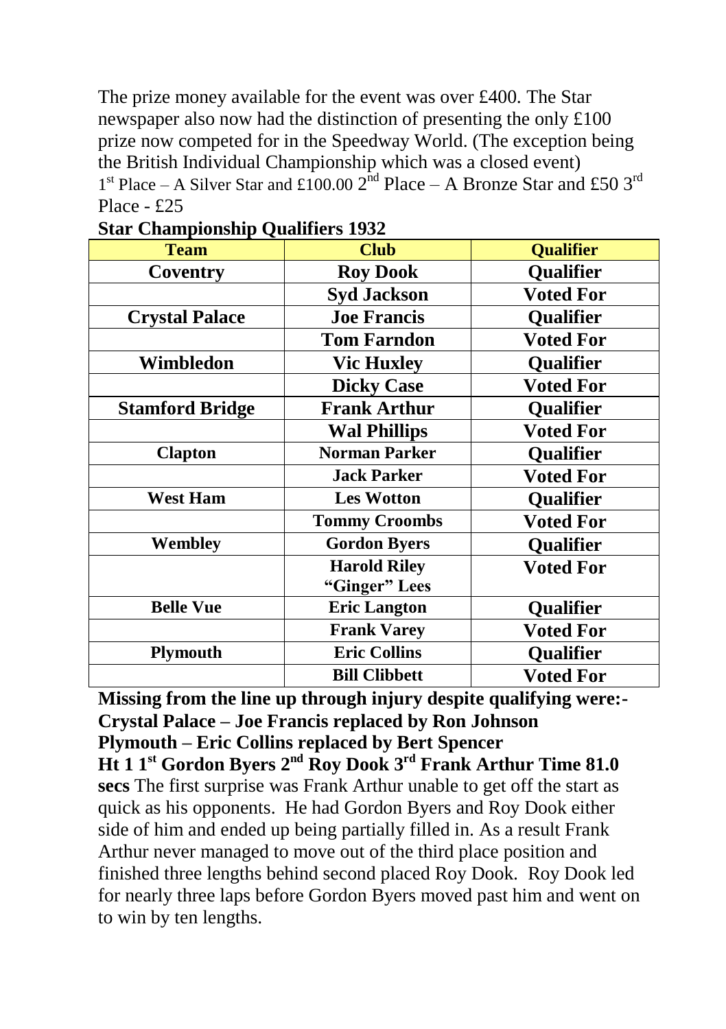The prize money available for the event was over £400. The Star newspaper also now had the distinction of presenting the only £100 prize now competed for in the Speedway World. (The exception being the British Individual Championship which was a closed event)
1st Place – A Silver Star and £100.00 2nd Place – A Bronze Star and £50 3rd Place - £25

**Star Championship Qualifiers 1932**

| Team | Club | Qualifier |
|---|---|---|
| **Coventry** | **Roy Dook** | **Qualifier** |
| | **Syd Jackson** | **Voted For** |
| **Crystal Palace** | **Joe Francis** | **Qualifier** |
| | **Tom Farndon** | **Voted For** |
| **Wimbledon** | **Vic Huxley** | **Qualifier** |
| | **Dicky Case** | **Voted For** |
| **Stamford Bridge** | **Frank Arthur** | **Qualifier** |
| | **Wal Phillips** | **Voted For** |
| **Clapton** | **Norman Parker** | **Qualifier** |
| | **Jack Parker** | **Voted For** |
| **West Ham** | **Les Wotton** | **Qualifier** |
| | **Tommy Croombs** | **Voted For** |
| **Wembley** | **Gordon Byers** | **Qualifier** |
| | **Harold Riley "Ginger" Lees** | **Voted For** |
| **Belle Vue** | **Eric Langton** | **Qualifier** |
| | **Frank Varey** | **Voted For** |
| **Plymouth** | **Eric Collins** | **Qualifier** |
| | **Bill Clibbett** | **Voted For** |

**Missing from the line up through injury despite qualifying were:-**
**Crystal Palace – Joe Francis replaced by Ron Johnson**
**Plymouth – Eric Collins replaced by Bert Spencer**

**Ht 1 1st Gordon Byers 2nd Roy Dook 3rd Frank Arthur Time 81.0 secs** The first surprise was Frank Arthur unable to get off the start as quick as his opponents. He had Gordon Byers and Roy Dook either side of him and ended up being partially filled in. As a result Frank Arthur never managed to move out of the third place position and finished three lengths behind second placed Roy Dook. Roy Dook led for nearly three laps before Gordon Byers moved past him and went on to win by ten lengths.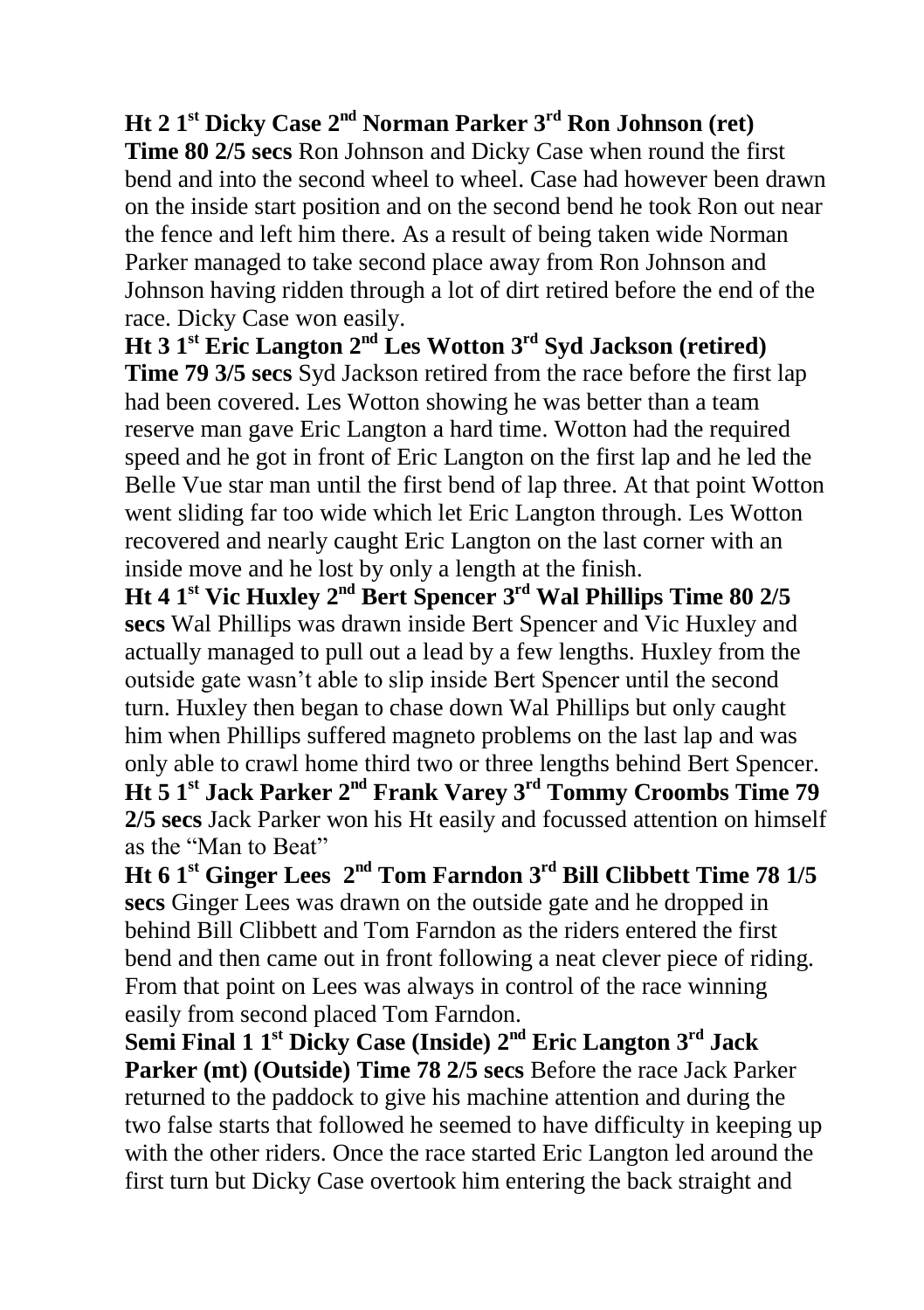**Ht 2 1st Dicky Case 2nd Norman Parker 3rd Ron Johnson (ret) Time 80 2/5 secs** Ron Johnson and Dicky Case when round the first bend and into the second wheel to wheel. Case had however been drawn on the inside start position and on the second bend he took Ron out near the fence and left him there. As a result of being taken wide Norman Parker managed to take second place away from Ron Johnson and Johnson having ridden through a lot of dirt retired before the end of the race. Dicky Case won easily.

**Ht 3 1st Eric Langton 2nd Les Wotton 3rd Syd Jackson (retired) Time 79 3/5 secs** Syd Jackson retired from the race before the first lap had been covered. Les Wotton showing he was better than a team reserve man gave Eric Langton a hard time. Wotton had the required speed and he got in front of Eric Langton on the first lap and he led the Belle Vue star man until the first bend of lap three. At that point Wotton went sliding far too wide which let Eric Langton through. Les Wotton recovered and nearly caught Eric Langton on the last corner with an inside move and he lost by only a length at the finish.

**Ht 4 1st Vic Huxley 2nd Bert Spencer 3rd Wal Phillips Time 80 2/5 secs** Wal Phillips was drawn inside Bert Spencer and Vic Huxley and actually managed to pull out a lead by a few lengths. Huxley from the outside gate wasn't able to slip inside Bert Spencer until the second turn. Huxley then began to chase down Wal Phillips but only caught him when Phillips suffered magneto problems on the last lap and was only able to crawl home third two or three lengths behind Bert Spencer.

**Ht 5 1st Jack Parker 2nd Frank Varey 3rd Tommy Croombs Time 79 2/5 secs** Jack Parker won his Ht easily and focussed attention on himself as the "Man to Beat"

**Ht 6 1st Ginger Lees 2nd Tom Farndon 3rd Bill Clibbett Time 78 1/5 secs** Ginger Lees was drawn on the outside gate and he dropped in behind Bill Clibbett and Tom Farndon as the riders entered the first bend and then came out in front following a neat clever piece of riding. From that point on Lees was always in control of the race winning easily from second placed Tom Farndon.

**Semi Final 1 1st Dicky Case (Inside) 2nd Eric Langton 3rd Jack Parker (mt) (Outside) Time 78 2/5 secs** Before the race Jack Parker returned to the paddock to give his machine attention and during the two false starts that followed he seemed to have difficulty in keeping up with the other riders. Once the race started Eric Langton led around the first turn but Dicky Case overtook him entering the back straight and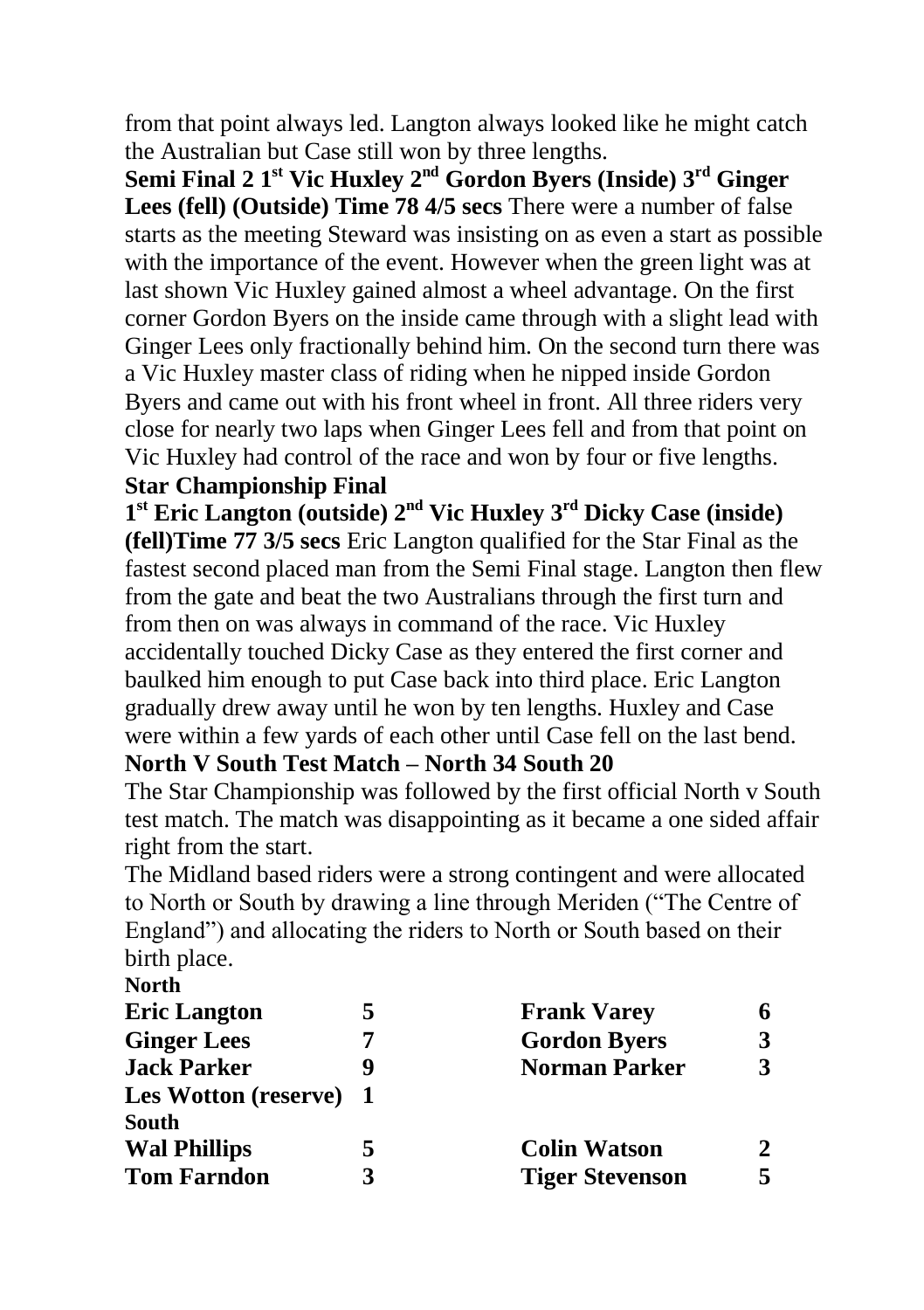from that point always led. Langton always looked like he might catch the Australian but Case still won by three lengths.

**Semi Final 2 1st Vic Huxley 2nd Gordon Byers (Inside) 3rd Ginger Lees (fell) (Outside) Time 78 4/5 secs** There were a number of false starts as the meeting Steward was insisting on as even a start as possible with the importance of the event. However when the green light was at last shown Vic Huxley gained almost a wheel advantage. On the first corner Gordon Byers on the inside came through with a slight lead with Ginger Lees only fractionally behind him. On the second turn there was a Vic Huxley master class of riding when he nipped inside Gordon Byers and came out with his front wheel in front. All three riders very close for nearly two laps when Ginger Lees fell and from that point on Vic Huxley had control of the race and won by four or five lengths.

**Star Championship Final**

**1st Eric Langton (outside) 2nd Vic Huxley 3rd Dicky Case (inside) (fell)Time 77 3/5 secs** Eric Langton qualified for the Star Final as the fastest second placed man from the Semi Final stage. Langton then flew from the gate and beat the two Australians through the first turn and from then on was always in command of the race. Vic Huxley accidentally touched Dicky Case as they entered the first corner and baulked him enough to put Case back into third place. Eric Langton gradually drew away until he won by ten lengths. Huxley and Case were within a few yards of each other until Case fell on the last bend.

**North V South Test Match – North 34 South 20**

The Star Championship was followed by the first official North v South test match. The match was disappointing as it became a one sided affair right from the start.

The Midland based riders were a strong contingent and were allocated to North or South by drawing a line through Meriden ("The Centre of England") and allocating the riders to North or South based on their birth place.

**North**

| | | | |
|---|---|---|---|
| **Eric Langton** | **5** | **Frank Varey** | **6** |
| **Ginger Lees** | **7** | **Gordon Byers** | **3** |
| **Jack Parker** | **9** | **Norman Parker** | **3** |
| **Les Wotton (reserve)** | **1** | | |

**South**

| | | | |
|---|---|---|---|
| **Wal Phillips** | **5** | **Colin Watson** | **2** |
| **Tom Farndon** | **3** | **Tiger Stevenson** | **5** |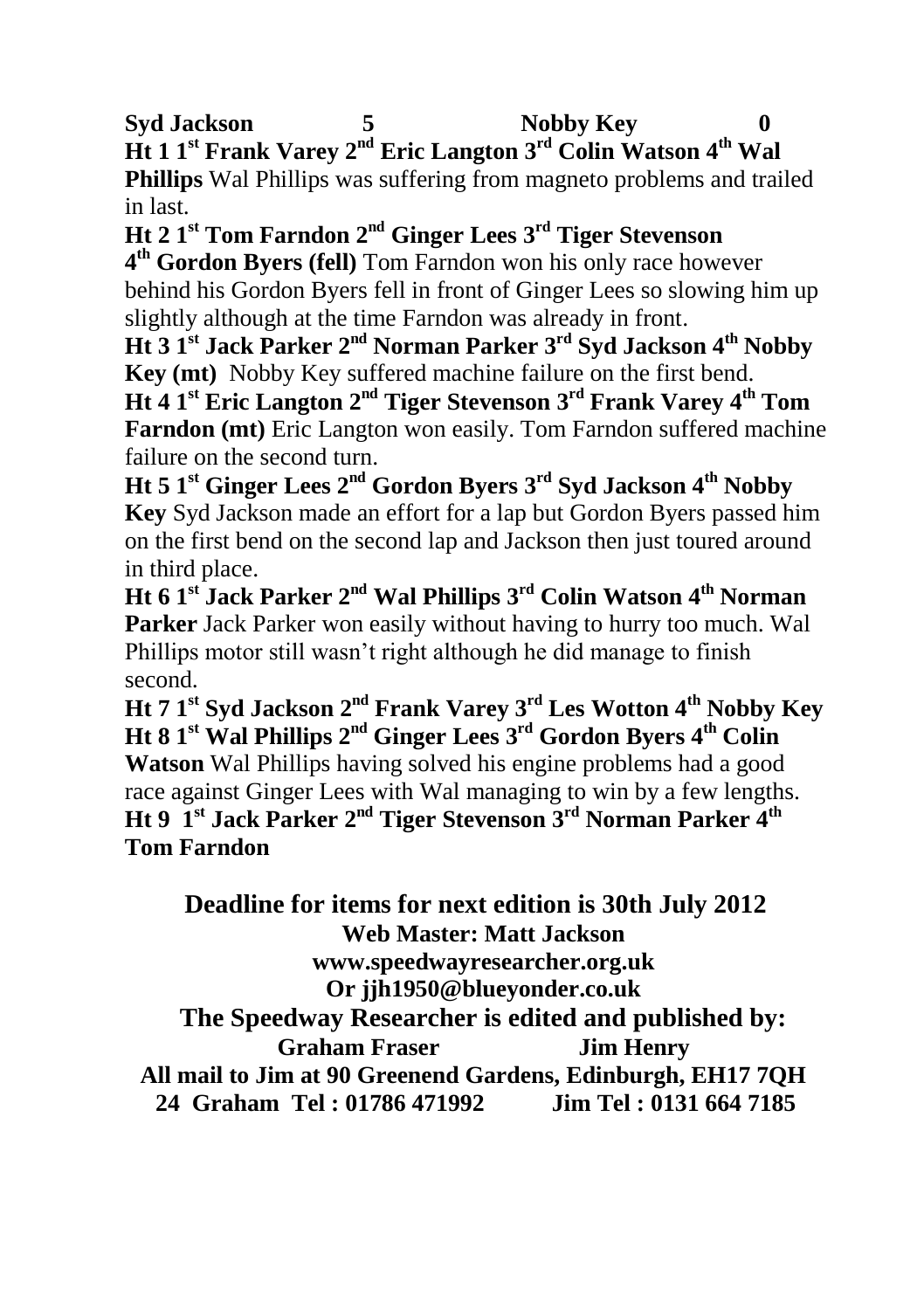**Syd Jackson 5 Nobby Key 0**

**Ht 1 1st Frank Varey 2nd Eric Langton 3rd Colin Watson 4th Wal Phillips** Wal Phillips was suffering from magneto problems and trailed in last.

**Ht 2 1st Tom Farndon 2nd Ginger Lees 3rd Tiger Stevenson 4th Gordon Byers (fell)** Tom Farndon won his only race however behind his Gordon Byers fell in front of Ginger Lees so slowing him up slightly although at the time Farndon was already in front.

**Ht 3 1st Jack Parker 2nd Norman Parker 3rd Syd Jackson 4th Nobby Key (mt)** Nobby Key suffered machine failure on the first bend.

**Ht 4 1st Eric Langton 2nd Tiger Stevenson 3rd Frank Varey 4th Tom Farndon (mt)** Eric Langton won easily. Tom Farndon suffered machine failure on the second turn.

**Ht 5 1st Ginger Lees 2nd Gordon Byers 3rd Syd Jackson 4th Nobby Key** Syd Jackson made an effort for a lap but Gordon Byers passed him on the first bend on the second lap and Jackson then just toured around in third place.

**Ht 6 1st Jack Parker 2nd Wal Phillips 3rd Colin Watson 4th Norman Parker** Jack Parker won easily without having to hurry too much. Wal Phillips motor still wasn't right although he did manage to finish second.

**Ht 7 1st Syd Jackson 2nd Frank Varey 3rd Les Wotton 4th Nobby Key**

**Ht 8 1st Wal Phillips 2nd Ginger Lees 3rd Gordon Byers 4th Colin Watson** Wal Phillips having solved his engine problems had a good race against Ginger Lees with Wal managing to win by a few lengths.

**Ht 9 1st Jack Parker 2nd Tiger Stevenson 3rd Norman Parker 4th Tom Farndon**

**Deadline for items for next edition is 30th July 2012**

**Web Master: Matt Jackson**

**www.speedwayresearcher.org.uk**

**Or jjh1950@blueyonder.co.uk**

**The Speedway Researcher is edited and published by:**

**Graham Fraser Jim Henry**

**All mail to Jim at 90 Greenend Gardens, Edinburgh, EH17 7QH**

**Graham Tel : 01786 471992 Jim Tel : 0131 664 7185**